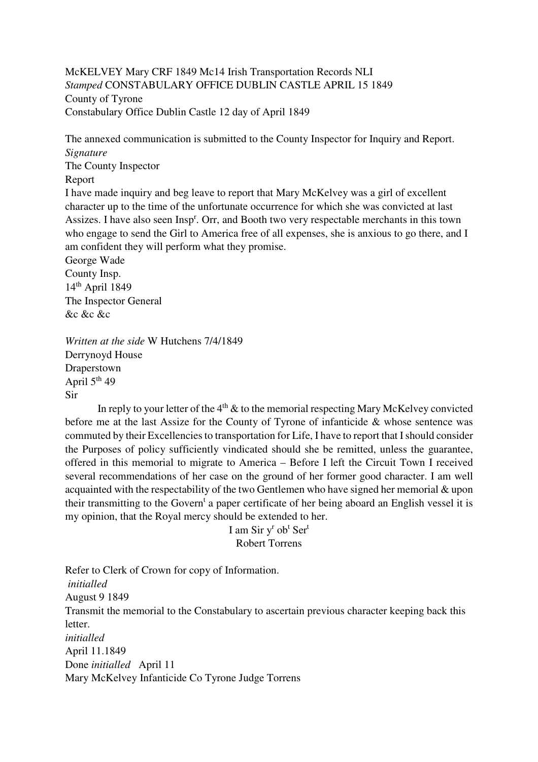McKELVEY Mary CRF 1849 Mc14 Irish Transportation Records NLI
*Stamped* CONSTABULARY OFFICE DUBLIN CASTLE APRIL 15 1849
County of Tyrone
Constabulary Office Dublin Castle 12 day of April 1849

The annexed communication is submitted to the County Inspector for Inquiry and Report.
*Signature*
The County Inspector
Report
I have made inquiry and beg leave to report that Mary McKelvey was a girl of excellent character up to the time of the unfortunate occurrence for which she was convicted at last Assizes. I have also seen Insp[r]. Orr, and Booth two very respectable merchants in this town who engage to send the Girl to America free of all expenses, she is anxious to go there, and I am confident they will perform what they promise.
George Wade
County Insp.
14[th] April 1849
The Inspector General
&c &c &c

*Written at the side* W Hutchens 7/4/1849
Derrynoyd House
Draperstown
April 5[th] 49
Sir

In reply to your letter of the 4[th] & to the memorial respecting Mary McKelvey convicted before me at the last Assize for the County of Tyrone of infanticide & whose sentence was commuted by their Excellencies to transportation for Life, I have to report that I should consider the Purposes of policy sufficiently vindicated should she be remitted, unless the guarantee, offered in this memorial to migrate to America – Before I left the Circuit Town I received several recommendations of her case on the ground of her former good character. I am well acquainted with the respectability of the two Gentlemen who have signed her memorial & upon their transmitting to the Govern[t] a paper certificate of her being aboard an English vessel it is my opinion, that the Royal mercy should be extended to her.

I am Sir y[r] ob[t] Ser[t]
Robert Torrens

Refer to Clerk of Crown for copy of Information.
*initialled*
August 9 1849
Transmit the memorial to the Constabulary to ascertain previous character keeping back this letter.
*initialled*
April 11.1849
Done *initialled* April 11
Mary McKelvey Infanticide Co Tyrone Judge Torrens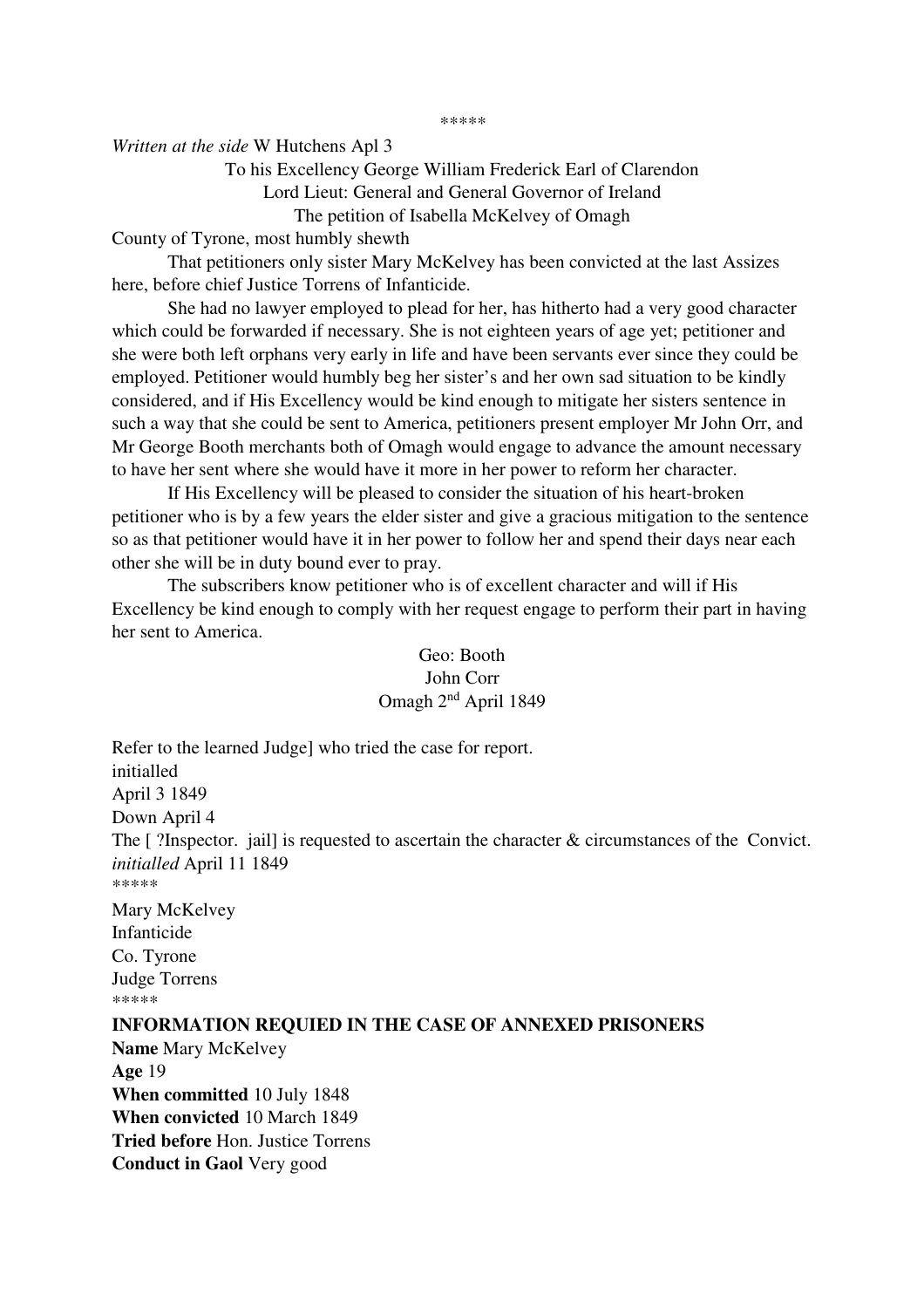\*\*\*\*\*

*Written at the side* W Hutchens Apl 3

To his Excellency George William Frederick Earl of Clarendon
Lord Lieut: General and General Governor of Ireland
The petition of Isabella McKelvey of Omagh

County of Tyrone, most humbly shewth

That petitioners only sister Mary McKelvey has been convicted at the last Assizes here, before chief Justice Torrens of Infanticide.

She had no lawyer employed to plead for her, has hitherto had a very good character which could be forwarded if necessary. She is not eighteen years of age yet; petitioner and she were both left orphans very early in life and have been servants ever since they could be employed. Petitioner would humbly beg her sister's and her own sad situation to be kindly considered, and if His Excellency would be kind enough to mitigate her sisters sentence in such a way that she could be sent to America, petitioners present employer Mr John Orr, and Mr George Booth merchants both of Omagh would engage to advance the amount necessary to have her sent where she would have it more in her power to reform her character.

If His Excellency will be pleased to consider the situation of his heart-broken petitioner who is by a few years the elder sister and give a gracious mitigation to the sentence so as that petitioner would have it in her power to follow her and spend their days near each other she will be in duty bound ever to pray.

The subscribers know petitioner who is of excellent character and will if His Excellency be kind enough to comply with her request engage to perform their part in having her sent to America.

Geo: Booth
John Corr
Omagh 2nd April 1849

Refer to the learned Judge] who tried the case for report.
initialled
April 3 1849
Down April 4
The [ ?Inspector. jail] is requested to ascertain the character & circumstances of the Convict.
*initialled* April 11 1849
\*\*\*\*\*
Mary McKelvey
Infanticide
Co. Tyrone
Judge Torrens
\*\*\*\*\*

**INFORMATION REQUIED IN THE CASE OF ANNEXED PRISONERS**

**Name** Mary McKelvey
**Age** 19
**When committed** 10 July 1848
**When convicted** 10 March 1849
**Tried before** Hon. Justice Torrens
**Conduct in Gaol** Very good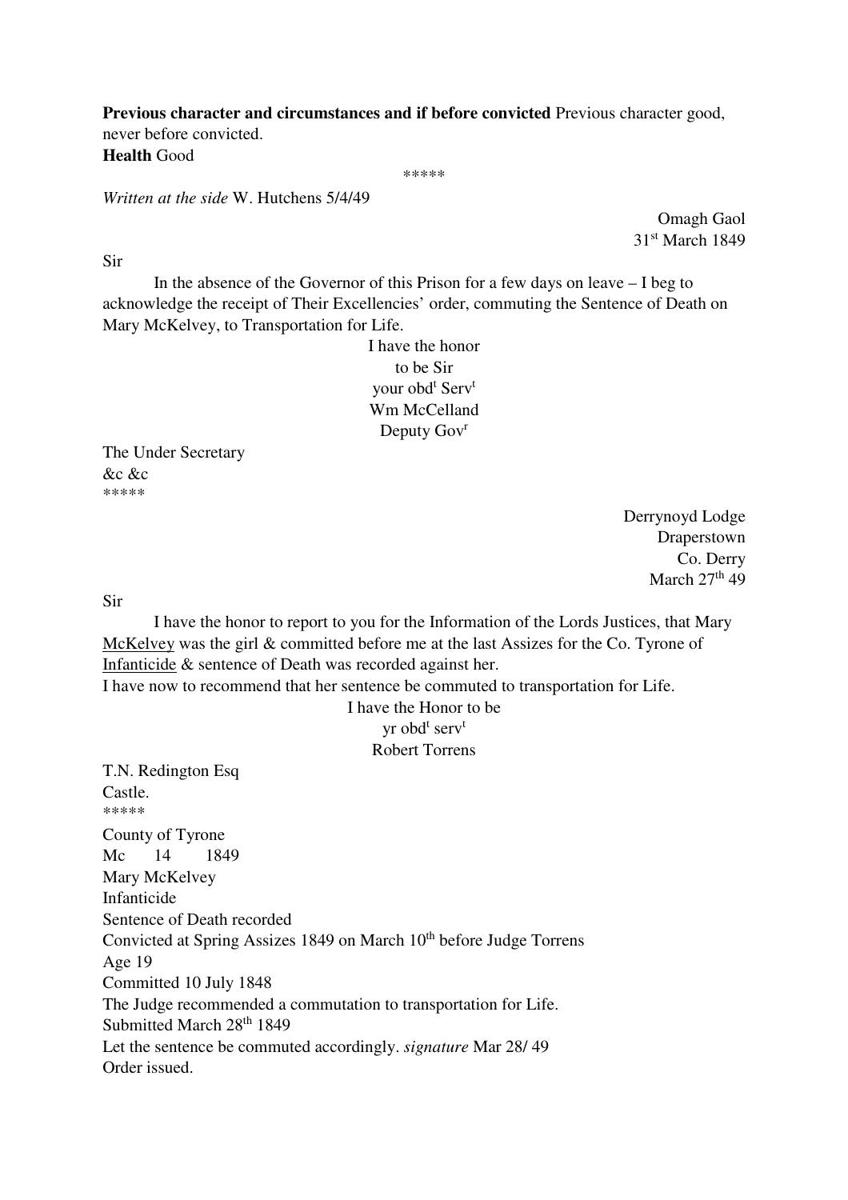**Previous character and circumstances and if before convicted** Previous character good, never before convicted.
**Health** Good

\*\*\*\*\*

*Written at the side* W. Hutchens 5/4/49

Omagh Gaol
31st March 1849

Sir

In the absence of the Governor of this Prison for a few days on leave – I beg to acknowledge the receipt of Their Excellencies' order, commuting the Sentence of Death on Mary McKelvey, to Transportation for Life.

I have the honor
to be Sir
your obdt Servt
Wm McCelland
Deputy Govr

The Under Secretary
&c &c

\*\*\*\*\*

Derrynoyd Lodge
Draperstown
Co. Derry
March 27th 49

Sir

I have the honor to report to you for the Information of the Lords Justices, that Mary McKelvey was the girl & committed before me at the last Assizes for the Co. Tyrone of Infanticide & sentence of Death was recorded against her.
I have now to recommend that her sentence be commuted to transportation for Life.

I have the Honor to be
yr obdt servt
Robert Torrens

T.N. Redington Esq
Castle.

\*\*\*\*\*

County of Tyrone
Mc 14 1849
Mary McKelvey
Infanticide
Sentence of Death recorded
Convicted at Spring Assizes 1849 on March 10th before Judge Torrens
Age 19
Committed 10 July 1848
The Judge recommended a commutation to transportation for Life.
Submitted March 28th 1849
Let the sentence be commuted accordingly. *signature* Mar 28/ 49
Order issued.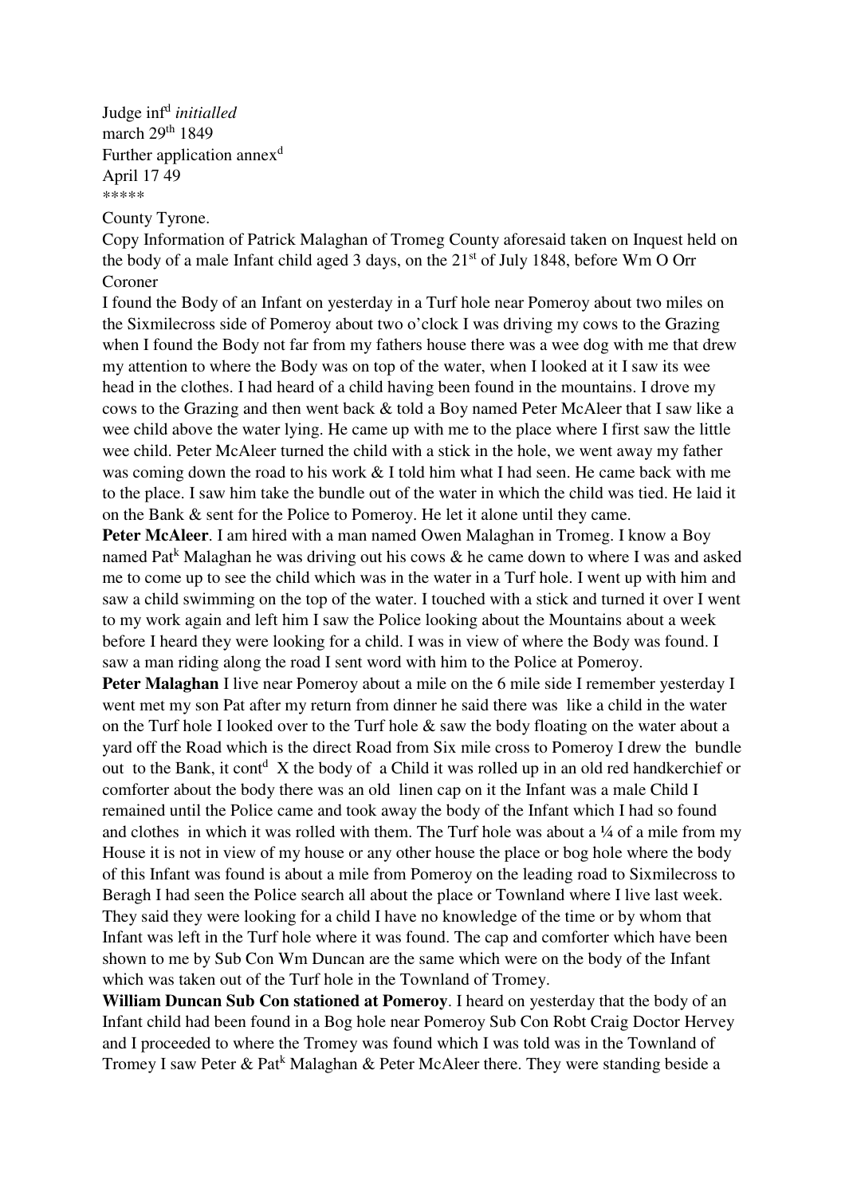Judge inf[d] *initialled*
march 29[th] 1849
Further application annex[d]
April 17 49
*****

County Tyrone.

Copy Information of Patrick Malaghan of Tromeg County aforesaid taken on Inquest held on the body of a male Infant child aged 3 days, on the 21[st] of July 1848, before Wm O Orr Coroner

I found the Body of an Infant on yesterday in a Turf hole near Pomeroy about two miles on the Sixmilecross side of Pomeroy about two o'clock I was driving my cows to the Grazing when I found the Body not far from my fathers house there was a wee dog with me that drew my attention to where the Body was on top of the water, when I looked at it I saw its wee head in the clothes. I had heard of a child having been found in the mountains. I drove my cows to the Grazing and then went back & told a Boy named Peter McAleer that I saw like a wee child above the water lying. He came up with me to the place where I first saw the little wee child. Peter McAleer turned the child with a stick in the hole, we went away my father was coming down the road to his work & I told him what I had seen. He came back with me to the place. I saw him take the bundle out of the water in which the child was tied. He laid it on the Bank & sent for the Police to Pomeroy. He let it alone until they came.

**Peter McAleer**. I am hired with a man named Owen Malaghan in Tromeg. I know a Boy named Pat[k] Malaghan he was driving out his cows & he came down to where I was and asked me to come up to see the child which was in the water in a Turf hole. I went up with him and saw a child swimming on the top of the water. I touched with a stick and turned it over I went to my work again and left him I saw the Police looking about the Mountains about a week before I heard they were looking for a child. I was in view of where the Body was found. I saw a man riding along the road I sent word with him to the Police at Pomeroy.

**Peter Malaghan** I live near Pomeroy about a mile on the 6 mile side I remember yesterday I went met my son Pat after my return from dinner he said there was like a child in the water on the Turf hole I looked over to the Turf hole & saw the body floating on the water about a yard off the Road which is the direct Road from Six mile cross to Pomeroy I drew the bundle out to the Bank, it cont[d] X the body of a Child it was rolled up in an old red handkerchief or comforter about the body there was an old linen cap on it the Infant was a male Child I remained until the Police came and took away the body of the Infant which I had so found and clothes in which it was rolled with them. The Turf hole was about a ¼ of a mile from my House it is not in view of my house or any other house the place or bog hole where the body of this Infant was found is about a mile from Pomeroy on the leading road to Sixmilecross to Beragh I had seen the Police search all about the place or Townland where I live last week. They said they were looking for a child I have no knowledge of the time or by whom that Infant was left in the Turf hole where it was found. The cap and comforter which have been shown to me by Sub Con Wm Duncan are the same which were on the body of the Infant which was taken out of the Turf hole in the Townland of Tromey.

**William Duncan Sub Con stationed at Pomeroy**. I heard on yesterday that the body of an Infant child had been found in a Bog hole near Pomeroy Sub Con Robt Craig Doctor Hervey and I proceeded to where the Tromey was found which I was told was in the Townland of Tromey I saw Peter & Pat[k] Malaghan & Peter McAleer there. They were standing beside a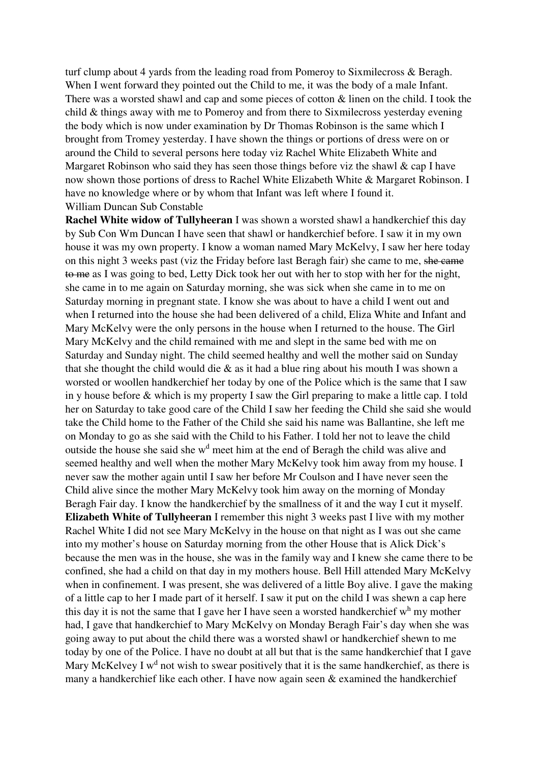turf clump about 4 yards from the leading road from Pomeroy to Sixmilecross & Beragh. When I went forward they pointed out the Child to me, it was the body of a male Infant. There was a worsted shawl and cap and some pieces of cotton & linen on the child. I took the child & things away with me to Pomeroy and from there to Sixmilecross yesterday evening the body which is now under examination by Dr Thomas Robinson is the same which I brought from Tromey yesterday. I have shown the things or portions of dress were on or around the Child to several persons here today viz Rachel White Elizabeth White and Margaret Robinson who said they has seen those things before viz the shawl & cap I have now shown those portions of dress to Rachel White Elizabeth White & Margaret Robinson. I have no knowledge where or by whom that Infant was left where I found it.
William Duncan Sub Constable

**Rachel White widow of Tullyheeran** I was shown a worsted shawl a handkerchief this day by Sub Con Wm Duncan I have seen that shawl or handkerchief before. I saw it in my own house it was my own property. I know a woman named Mary McKelvy, I saw her here today on this night 3 weeks past (viz the Friday before last Beragh fair) she came to me, ~~she came to me~~ as I was going to bed, Letty Dick took her out with her to stop with her for the night, she came in to me again on Saturday morning, she was sick when she came in to me on Saturday morning in pregnant state. I know she was about to have a child I went out and when I returned into the house she had been delivered of a child, Eliza White and Infant and Mary McKelvy were the only persons in the house when I returned to the house. The Girl Mary McKelvy and the child remained with me and slept in the same bed with me on Saturday and Sunday night. The child seemed healthy and well the mother said on Sunday that she thought the child would die & as it had a blue ring about his mouth I was shown a worsted or woollen handkerchief her today by one of the Police which is the same that I saw in y house before & which is my property I saw the Girl preparing to make a little cap. I told her on Saturday to take good care of the Child I saw her feeding the Child she said she would take the Child home to the Father of the Child she said his name was Ballantine, she left me on Monday to go as she said with the Child to his Father. I told her not to leave the child outside the house she said she w^d meet him at the end of Beragh the child was alive and seemed healthy and well when the mother Mary McKelvy took him away from my house. I never saw the mother again until I saw her before Mr Coulson and I have never seen the Child alive since the mother Mary McKelvy took him away on the morning of Monday Beragh Fair day. I know the handkerchief by the smallness of it and the way I cut it myself.

**Elizabeth White of Tullyheeran** I remember this night 3 weeks past I live with my mother Rachel White I did not see Mary McKelvy in the house on that night as I was out she came into my mother's house on Saturday morning from the other House that is Alick Dick's because the men was in the house, she was in the family way and I knew she came there to be confined, she had a child on that day in my mothers house. Bell Hill attended Mary McKelvy when in confinement. I was present, she was delivered of a little Boy alive. I gave the making of a little cap to her I made part of it herself. I saw it put on the child I was shewn a cap here this day it is not the same that I gave her I have seen a worsted handkerchief w^h my mother had, I gave that handkerchief to Mary McKelvy on Monday Beragh Fair's day when she was going away to put about the child there was a worsted shawl or handkerchief shewn to me today by one of the Police. I have no doubt at all but that is the same handkerchief that I gave Mary McKelvey I w^d not wish to swear positively that it is the same handkerchief, as there is many a handkerchief like each other. I have now again seen & examined the handkerchief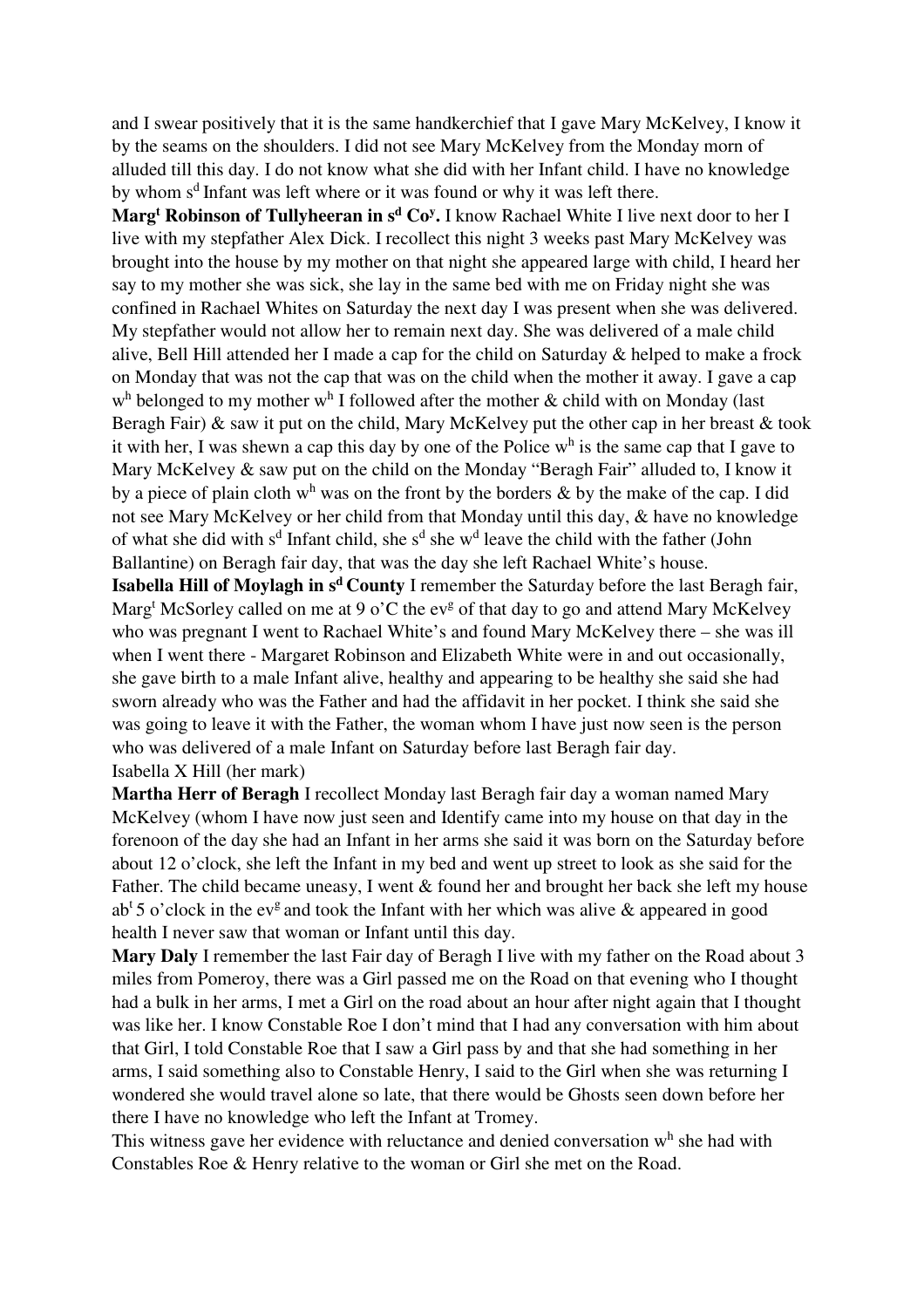and I swear positively that it is the same handkerchief that I gave Mary McKelvey, I know it by the seams on the shoulders. I did not see Mary McKelvey from the Monday morn of alluded till this day. I do not know what she did with her Infant child. I have no knowledge by whom s$^{d}$ Infant was left where or it was found or why it was left there.

**Marg$^{t}$ Robinson of Tullyheeran in s$^{d}$ Co$^{y}$.** I know Rachael White I live next door to her I live with my stepfather Alex Dick. I recollect this night 3 weeks past Mary McKelvey was brought into the house by my mother on that night she appeared large with child, I heard her say to my mother she was sick, she lay in the same bed with me on Friday night she was confined in Rachael Whites on Saturday the next day I was present when she was delivered. My stepfather would not allow her to remain next day. She was delivered of a male child alive, Bell Hill attended her I made a cap for the child on Saturday & helped to make a frock on Monday that was not the cap that was on the child when the mother it away. I gave a cap w$^{h}$ belonged to my mother w$^{h}$ I followed after the mother & child with on Monday (last Beragh Fair) & saw it put on the child, Mary McKelvey put the other cap in her breast & took it with her, I was shewn a cap this day by one of the Police w$^{h}$ is the same cap that I gave to Mary McKelvey & saw put on the child on the Monday "Beragh Fair" alluded to, I know it by a piece of plain cloth w$^{h}$ was on the front by the borders & by the make of the cap. I did not see Mary McKelvey or her child from that Monday until this day, & have no knowledge of what she did with s$^{d}$ Infant child, she s$^{d}$ she w$^{d}$ leave the child with the father (John Ballantine) on Beragh fair day, that was the day she left Rachael White's house.

**Isabella Hill of Moylagh in s$^{d}$ County** I remember the Saturday before the last Beragh fair, Marg$^{t}$ McSorley called on me at 9 o'C the ev$^{g}$ of that day to go and attend Mary McKelvey who was pregnant I went to Rachael White's and found Mary McKelvey there – she was ill when I went there - Margaret Robinson and Elizabeth White were in and out occasionally, she gave birth to a male Infant alive, healthy and appearing to be healthy she said she had sworn already who was the Father and had the affidavit in her pocket. I think she said she was going to leave it with the Father, the woman whom I have just now seen is the person who was delivered of a male Infant on Saturday before last Beragh fair day.
Isabella X Hill (her mark)

**Martha Herr of Beragh** I recollect Monday last Beragh fair day a woman named Mary McKelvey (whom I have now just seen and Identify came into my house on that day in the forenoon of the day she had an Infant in her arms she said it was born on the Saturday before about 12 o'clock, she left the Infant in my bed and went up street to look as she said for the Father. The child became uneasy, I went & found her and brought her back she left my house ab$^{t}$ 5 o'clock in the ev$^{g}$ and took the Infant with her which was alive & appeared in good health I never saw that woman or Infant until this day.

**Mary Daly** I remember the last Fair day of Beragh I live with my father on the Road about 3 miles from Pomeroy, there was a Girl passed me on the Road on that evening who I thought had a bulk in her arms, I met a Girl on the road about an hour after night again that I thought was like her. I know Constable Roe I don't mind that I had any conversation with him about that Girl, I told Constable Roe that I saw a Girl pass by and that she had something in her arms, I said something also to Constable Henry, I said to the Girl when she was returning I wondered she would travel alone so late, that there would be Ghosts seen down before her there I have no knowledge who left the Infant at Tromey.

This witness gave her evidence with reluctance and denied conversation w$^{h}$ she had with Constables Roe & Henry relative to the woman or Girl she met on the Road.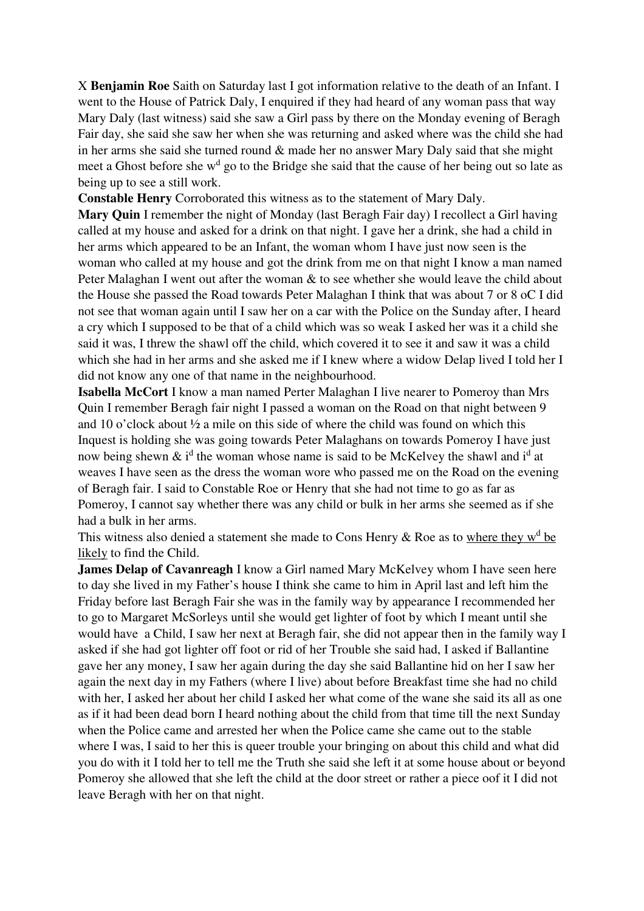X **Benjamin Roe** Saith on Saturday last I got information relative to the death of an Infant. I went to the House of Patrick Daly, I enquired if they had heard of any woman pass that way Mary Daly (last witness) said she saw a Girl pass by there on the Monday evening of Beragh Fair day, she said she saw her when she was returning and asked where was the child she had in her arms she said she turned round & made her no answer Mary Daly said that she might meet a Ghost before she w[d] go to the Bridge she said that the cause of her being out so late as being up to see a still work.

**Constable Henry** Corroborated this witness as to the statement of Mary Daly.

**Mary Quin** I remember the night of Monday (last Beragh Fair day) I recollect a Girl having called at my house and asked for a drink on that night. I gave her a drink, she had a child in her arms which appeared to be an Infant, the woman whom I have just now seen is the woman who called at my house and got the drink from me on that night I know a man named Peter Malaghan I went out after the woman & to see whether she would leave the child about the House she passed the Road towards Peter Malaghan I think that was about 7 or 8 oC I did not see that woman again until I saw her on a car with the Police on the Sunday after, I heard a cry which I supposed to be that of a child which was so weak I asked her was it a child she said it was, I threw the shawl off the child, which covered it to see it and saw it was a child which she had in her arms and she asked me if I knew where a widow Delap lived I told her I did not know any one of that name in the neighbourhood.

**Isabella McCort** I know a man named Perter Malaghan I live nearer to Pomeroy than Mrs Quin I remember Beragh fair night I passed a woman on the Road on that night between 9 and 10 o'clock about ½ a mile on this side of where the child was found on which this Inquest is holding she was going towards Peter Malaghans on towards Pomeroy I have just now being shewn & i[d] the woman whose name is said to be McKelvey the shawl and i[d] at weaves I have seen as the dress the woman wore who passed me on the Road on the evening of Beragh fair. I said to Constable Roe or Henry that she had not time to go as far as Pomeroy, I cannot say whether there was any child or bulk in her arms she seemed as if she had a bulk in her arms.

This witness also denied a statement she made to Cons Henry & Roe as to <u>where they w[d] be likely</u> to find the Child.

**James Delap of Cavanreagh** I know a Girl named Mary McKelvey whom I have seen here to day she lived in my Father's house I think she came to him in April last and left him the Friday before last Beragh Fair she was in the family way by appearance I recommended her to go to Margaret McSorleys until she would get lighter of foot by which I meant until she would have a Child, I saw her next at Beragh fair, she did not appear then in the family way I asked if she had got lighter off foot or rid of her Trouble she said had, I asked if Ballantine gave her any money, I saw her again during the day she said Ballantine hid on her I saw her again the next day in my Fathers (where I live) about before Breakfast time she had no child with her, I asked her about her child I asked her what come of the wane she said its all as one as if it had been dead born I heard nothing about the child from that time till the next Sunday when the Police came and arrested her when the Police came she came out to the stable where I was, I said to her this is queer trouble your bringing on about this child and what did you do with it I told her to tell me the Truth she said she left it at some house about or beyond Pomeroy she allowed that she left the child at the door street or rather a piece oof it I did not leave Beragh with her on that night.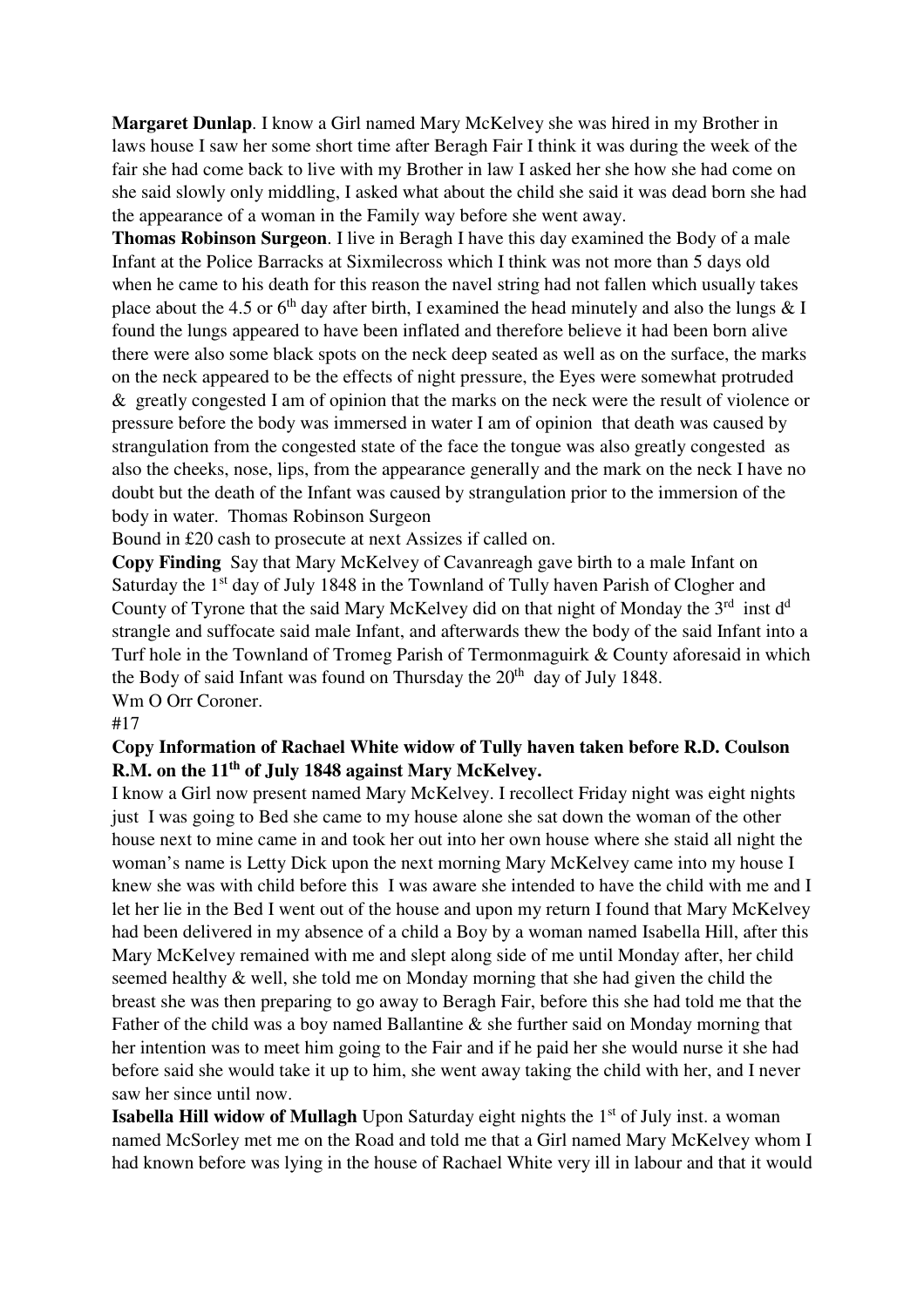**Margaret Dunlap**. I know a Girl named Mary McKelvey she was hired in my Brother in laws house I saw her some short time after Beragh Fair I think it was during the week of the fair she had come back to live with my Brother in law I asked her she how she had come on she said slowly only middling, I asked what about the child she said it was dead born she had the appearance of a woman in the Family way before she went away.

**Thomas Robinson Surgeon**. I live in Beragh I have this day examined the Body of a male Infant at the Police Barracks at Sixmilecross which I think was not more than 5 days old when he came to his death for this reason the navel string had not fallen which usually takes place about the 4.5 or 6th day after birth, I examined the head minutely and also the lungs & I found the lungs appeared to have been inflated and therefore believe it had been born alive there were also some black spots on the neck deep seated as well as on the surface, the marks on the neck appeared to be the effects of night pressure, the Eyes were somewhat protruded & greatly congested I am of opinion that the marks on the neck were the result of violence or pressure before the body was immersed in water I am of opinion that death was caused by strangulation from the congested state of the face the tongue was also greatly congested as also the cheeks, nose, lips, from the appearance generally and the mark on the neck I have no doubt but the death of the Infant was caused by strangulation prior to the immersion of the body in water. Thomas Robinson Surgeon

Bound in £20 cash to prosecute at next Assizes if called on.

**Copy Finding** Say that Mary McKelvey of Cavanreagh gave birth to a male Infant on Saturday the 1st day of July 1848 in the Townland of Tully haven Parish of Clogher and County of Tyrone that the said Mary McKelvey did on that night of Monday the 3rd inst d^d strangle and suffocate said male Infant, and afterwards thew the body of the said Infant into a Turf hole in the Townland of Tromeg Parish of Termonmaguirk & County aforesaid in which the Body of said Infant was found on Thursday the 20th day of July 1848.

Wm O Orr Coroner.

#17

**Copy Information of Rachael White widow of Tully haven taken before R.D. Coulson R.M. on the 11th of July 1848 against Mary McKelvey.**

I know a Girl now present named Mary McKelvey. I recollect Friday night was eight nights just I was going to Bed she came to my house alone she sat down the woman of the other house next to mine came in and took her out into her own house where she staid all night the woman's name is Letty Dick upon the next morning Mary McKelvey came into my house I knew she was with child before this I was aware she intended to have the child with me and I let her lie in the Bed I went out of the house and upon my return I found that Mary McKelvey had been delivered in my absence of a child a Boy by a woman named Isabella Hill, after this Mary McKelvey remained with me and slept along side of me until Monday after, her child seemed healthy & well, she told me on Monday morning that she had given the child the breast she was then preparing to go away to Beragh Fair, before this she had told me that the Father of the child was a boy named Ballantine & she further said on Monday morning that her intention was to meet him going to the Fair and if he paid her she would nurse it she had before said she would take it up to him, she went away taking the child with her, and I never saw her since until now.

**Isabella Hill widow of Mullagh** Upon Saturday eight nights the 1st of July inst. a woman named McSorley met me on the Road and told me that a Girl named Mary McKelvey whom I had known before was lying in the house of Rachael White very ill in labour and that it would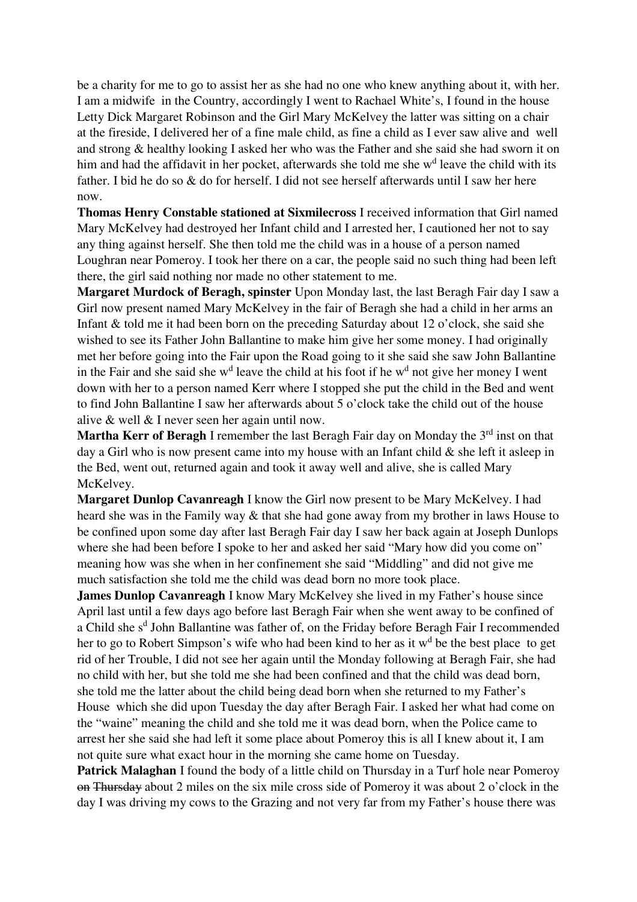be a charity for me to go to assist her as she had no one who knew anything about it, with her. I am a midwife in the Country, accordingly I went to Rachael White's, I found in the house Letty Dick Margaret Robinson and the Girl Mary McKelvey the latter was sitting on a chair at the fireside, I delivered her of a fine male child, as fine a child as I ever saw alive and well and strong & healthy looking I asked her who was the Father and she said she had sworn it on him and had the affidavit in her pocket, afterwards she told me she w[d] leave the child with its father. I bid he do so & do for herself. I did not see herself afterwards until I saw her here now.

**Thomas Henry Constable stationed at Sixmilecross** I received information that Girl named Mary McKelvey had destroyed her Infant child and I arrested her, I cautioned her not to say any thing against herself. She then told me the child was in a house of a person named Loughran near Pomeroy. I took her there on a car, the people said no such thing had been left there, the girl said nothing nor made no other statement to me.

**Margaret Murdock of Beragh, spinster** Upon Monday last, the last Beragh Fair day I saw a Girl now present named Mary McKelvey in the fair of Beragh she had a child in her arms an Infant & told me it had been born on the preceding Saturday about 12 o'clock, she said she wished to see its Father John Ballantine to make him give her some money. I had originally met her before going into the Fair upon the Road going to it she said she saw John Ballantine in the Fair and she said she w[d] leave the child at his foot if he w[d] not give her money I went down with her to a person named Kerr where I stopped she put the child in the Bed and went to find John Ballantine I saw her afterwards about 5 o'clock take the child out of the house alive & well & I never seen her again until now.

**Martha Kerr of Beragh** I remember the last Beragh Fair day on Monday the 3[rd] inst on that day a Girl who is now present came into my house with an Infant child & she left it asleep in the Bed, went out, returned again and took it away well and alive, she is called Mary McKelvey.

**Margaret Dunlop Cavanreagh** I know the Girl now present to be Mary McKelvey. I had heard she was in the Family way & that she had gone away from my brother in laws House to be confined upon some day after last Beragh Fair day I saw her back again at Joseph Dunlops where she had been before I spoke to her and asked her said "Mary how did you come on" meaning how was she when in her confinement she said "Middling" and did not give me much satisfaction she told me the child was dead born no more took place.

**James Dunlop Cavanreagh** I know Mary McKelvey she lived in my Father's house since April last until a few days ago before last Beragh Fair when she went away to be confined of a Child she s[d] John Ballantine was father of, on the Friday before Beragh Fair I recommended her to go to Robert Simpson's wife who had been kind to her as it w[d] be the best place to get rid of her Trouble, I did not see her again until the Monday following at Beragh Fair, she had no child with her, but she told me she had been confined and that the child was dead born, she told me the latter about the child being dead born when she returned to my Father's House which she did upon Tuesday the day after Beragh Fair. I asked her what had come on the "waine" meaning the child and she told me it was dead born, when the Police came to arrest her she said she had left it some place about Pomeroy this is all I knew about it, I am not quite sure what exact hour in the morning she came home on Tuesday.

**Patrick Malaghan** I found the body of a little child on Thursday in a Turf hole near Pomeroy ~~on Thursday~~ about 2 miles on the six mile cross side of Pomeroy it was about 2 o'clock in the day I was driving my cows to the Grazing and not very far from my Father's house there was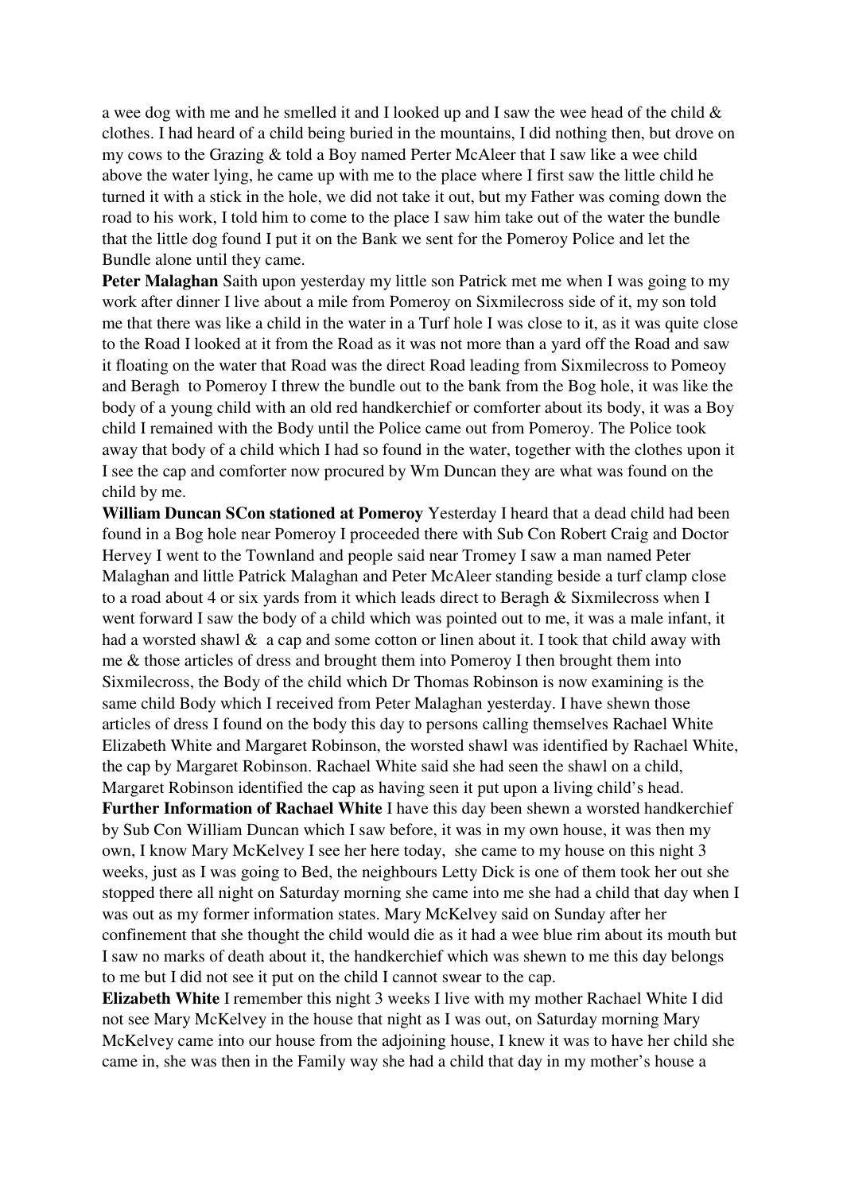a wee dog with me and he smelled it and I looked up and I saw the wee head of the child & clothes. I had heard of a child being buried in the mountains, I did nothing then, but drove on my cows to the Grazing & told a Boy named Perter McAleer that I saw like a wee child above the water lying, he came up with me to the place where I first saw the little child he turned it with a stick in the hole, we did not take it out, but my Father was coming down the road to his work, I told him to come to the place I saw him take out of the water the bundle that the little dog found I put it on the Bank we sent for the Pomeroy Police and let the Bundle alone until they came.

**Peter Malaghan** Saith upon yesterday my little son Patrick met me when I was going to my work after dinner I live about a mile from Pomeroy on Sixmilecross side of it, my son told me that there was like a child in the water in a Turf hole I was close to it, as it was quite close to the Road I looked at it from the Road as it was not more than a yard off the Road and saw it floating on the water that Road was the direct Road leading from Sixmilecross to Pomeoy and Beragh to Pomeroy I threw the bundle out to the bank from the Bog hole, it was like the body of a young child with an old red handkerchief or comforter about its body, it was a Boy child I remained with the Body until the Police came out from Pomeroy. The Police took away that body of a child which I had so found in the water, together with the clothes upon it I see the cap and comforter now procured by Wm Duncan they are what was found on the child by me.

**William Duncan SCon stationed at Pomeroy** Yesterday I heard that a dead child had been found in a Bog hole near Pomeroy I proceeded there with Sub Con Robert Craig and Doctor Hervey I went to the Townland and people said near Tromey I saw a man named Peter Malaghan and little Patrick Malaghan and Peter McAleer standing beside a turf clamp close to a road about 4 or six yards from it which leads direct to Beragh & Sixmilecross when I went forward I saw the body of a child which was pointed out to me, it was a male infant, it had a worsted shawl & a cap and some cotton or linen about it. I took that child away with me & those articles of dress and brought them into Pomeroy I then brought them into Sixmilecross, the Body of the child which Dr Thomas Robinson is now examining is the same child Body which I received from Peter Malaghan yesterday. I have shewn those articles of dress I found on the body this day to persons calling themselves Rachael White Elizabeth White and Margaret Robinson, the worsted shawl was identified by Rachael White, the cap by Margaret Robinson. Rachael White said she had seen the shawl on a child, Margaret Robinson identified the cap as having seen it put upon a living child's head.

**Further Information of Rachael White** I have this day been shewn a worsted handkerchief by Sub Con William Duncan which I saw before, it was in my own house, it was then my own, I know Mary McKelvey I see her here today, she came to my house on this night 3 weeks, just as I was going to Bed, the neighbours Letty Dick is one of them took her out she stopped there all night on Saturday morning she came into me she had a child that day when I was out as my former information states. Mary McKelvey said on Sunday after her confinement that she thought the child would die as it had a wee blue rim about its mouth but I saw no marks of death about it, the handkerchief which was shewn to me this day belongs to me but I did not see it put on the child I cannot swear to the cap.

**Elizabeth White** I remember this night 3 weeks I live with my mother Rachael White I did not see Mary McKelvey in the house that night as I was out, on Saturday morning Mary McKelvey came into our house from the adjoining house, I knew it was to have her child she came in, she was then in the Family way she had a child that day in my mother's house a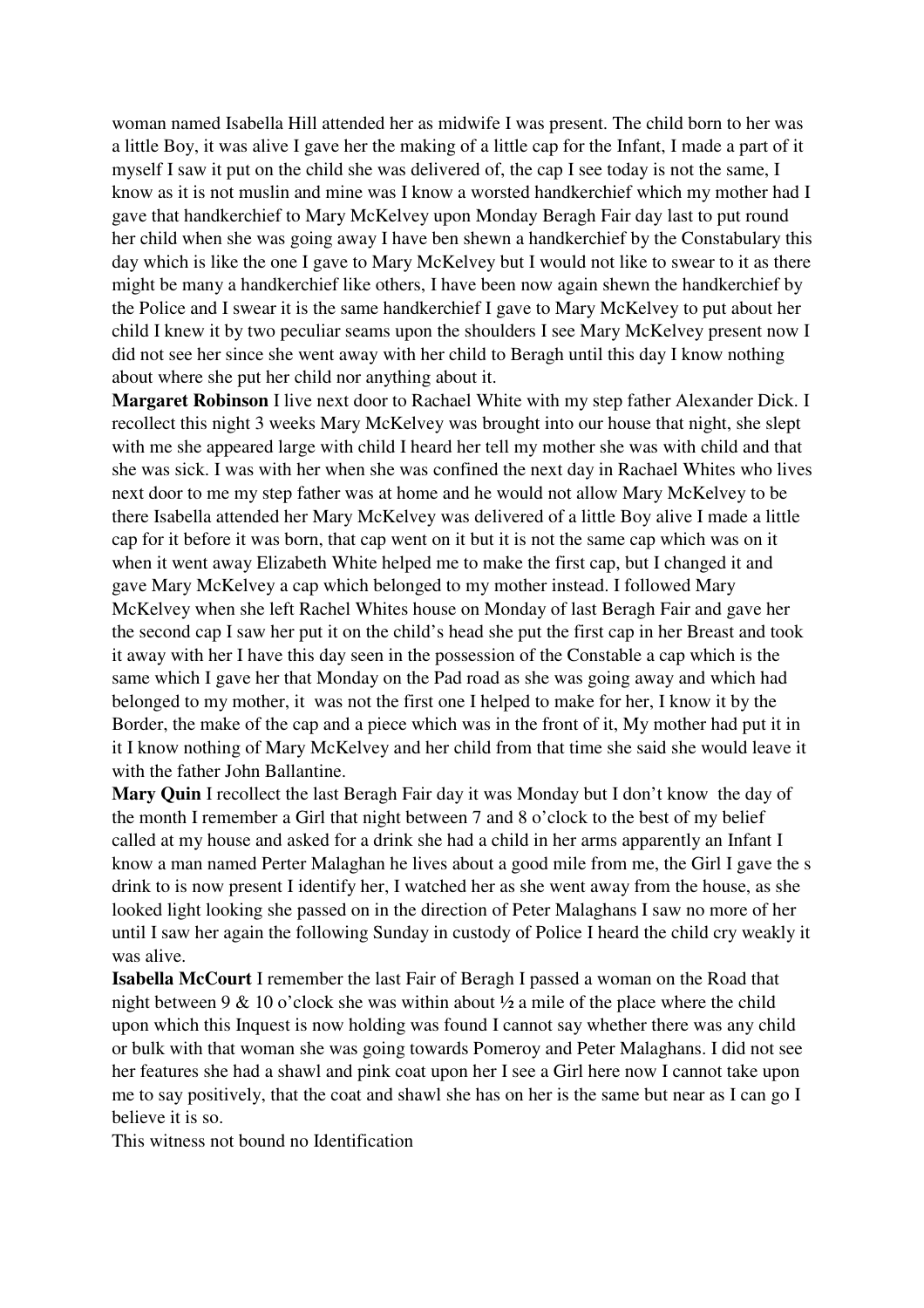woman named Isabella Hill attended her as midwife I was present. The child born to her was a little Boy, it was alive I gave her the making of a little cap for the Infant, I made a part of it myself I saw it put on the child she was delivered of, the cap I see today is not the same, I know as it is not muslin and mine was I know a worsted handkerchief which my mother had I gave that handkerchief to Mary McKelvey upon Monday Beragh Fair day last to put round her child when she was going away I have ben shewn a handkerchief by the Constabulary this day which is like the one I gave to Mary McKelvey but I would not like to swear to it as there might be many a handkerchief like others, I have been now again shewn the handkerchief by the Police and I swear it is the same handkerchief I gave to Mary McKelvey to put about her child I knew it by two peculiar seams upon the shoulders I see Mary McKelvey present now I did not see her since she went away with her child to Beragh until this day I know nothing about where she put her child nor anything about it.

**Margaret Robinson** I live next door to Rachael White with my step father Alexander Dick. I recollect this night 3 weeks Mary McKelvey was brought into our house that night, she slept with me she appeared large with child I heard her tell my mother she was with child and that she was sick. I was with her when she was confined the next day in Rachael Whites who lives next door to me my step father was at home and he would not allow Mary McKelvey to be there Isabella attended her Mary McKelvey was delivered of a little Boy alive I made a little cap for it before it was born, that cap went on it but it is not the same cap which was on it when it went away Elizabeth White helped me to make the first cap, but I changed it and gave Mary McKelvey a cap which belonged to my mother instead. I followed Mary McKelvey when she left Rachel Whites house on Monday of last Beragh Fair and gave her the second cap I saw her put it on the child's head she put the first cap in her Breast and took it away with her I have this day seen in the possession of the Constable a cap which is the same which I gave her that Monday on the Pad road as she was going away and which had belonged to my mother, it was not the first one I helped to make for her, I know it by the Border, the make of the cap and a piece which was in the front of it, My mother had put it in it I know nothing of Mary McKelvey and her child from that time she said she would leave it with the father John Ballantine.

**Mary Quin** I recollect the last Beragh Fair day it was Monday but I don't know the day of the month I remember a Girl that night between 7 and 8 o'clock to the best of my belief called at my house and asked for a drink she had a child in her arms apparently an Infant I know a man named Perter Malaghan he lives about a good mile from me, the Girl I gave the s drink to is now present I identify her, I watched her as she went away from the house, as she looked light looking she passed on in the direction of Peter Malaghans I saw no more of her until I saw her again the following Sunday in custody of Police I heard the child cry weakly it was alive.

**Isabella McCourt** I remember the last Fair of Beragh I passed a woman on the Road that night between 9 & 10 o'clock she was within about ½ a mile of the place where the child upon which this Inquest is now holding was found I cannot say whether there was any child or bulk with that woman she was going towards Pomeroy and Peter Malaghans. I did not see her features she had a shawl and pink coat upon her I see a Girl here now I cannot take upon me to say positively, that the coat and shawl she has on her is the same but near as I can go I believe it is so.

This witness not bound no Identification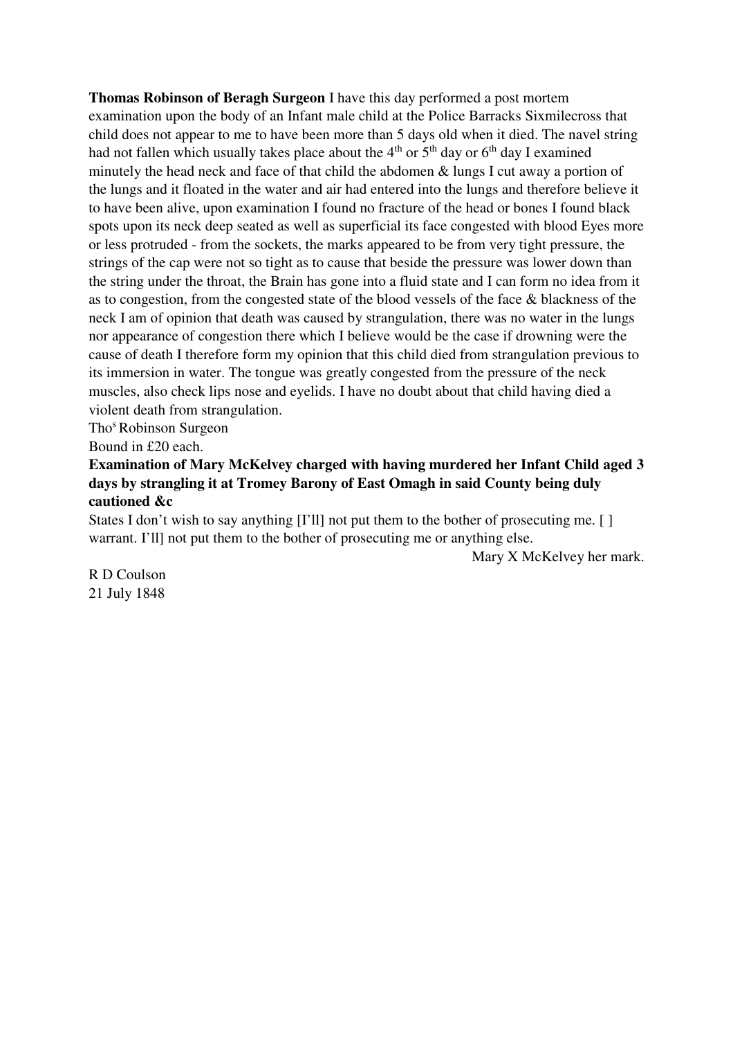**Thomas Robinson of Beragh Surgeon** I have this day performed a post mortem examination upon the body of an Infant male child at the Police Barracks Sixmilecross that child does not appear to me to have been more than 5 days old when it died. The navel string had not fallen which usually takes place about the 4th or 5th day or 6th day I examined minutely the head neck and face of that child the abdomen & lungs I cut away a portion of the lungs and it floated in the water and air had entered into the lungs and therefore believe it to have been alive, upon examination I found no fracture of the head or bones I found black spots upon its neck deep seated as well as superficial its face congested with blood Eyes more or less protruded - from the sockets, the marks appeared to be from very tight pressure, the strings of the cap were not so tight as to cause that beside the pressure was lower down than the string under the throat, the Brain has gone into a fluid state and I can form no idea from it as to congestion, from the congested state of the blood vessels of the face & blackness of the neck I am of opinion that death was caused by strangulation, there was no water in the lungs nor appearance of congestion there which I believe would be the case if drowning were the cause of death I therefore form my opinion that this child died from strangulation previous to its immersion in water. The tongue was greatly congested from the pressure of the neck muscles, also check lips nose and eyelids. I have no doubt about that child having died a violent death from strangulation.

Thos Robinson Surgeon

Bound in £20 each.

**Examination of Mary McKelvey charged with having murdered her Infant Child aged 3 days by strangling it at Tromey Barony of East Omagh in said County being duly cautioned &c**

States I don't wish to say anything [I'll] not put them to the bother of prosecuting me. [ ] warrant. I'll] not put them to the bother of prosecuting me or anything else.

Mary X McKelvey her mark.

R D Coulson

21 July 1848